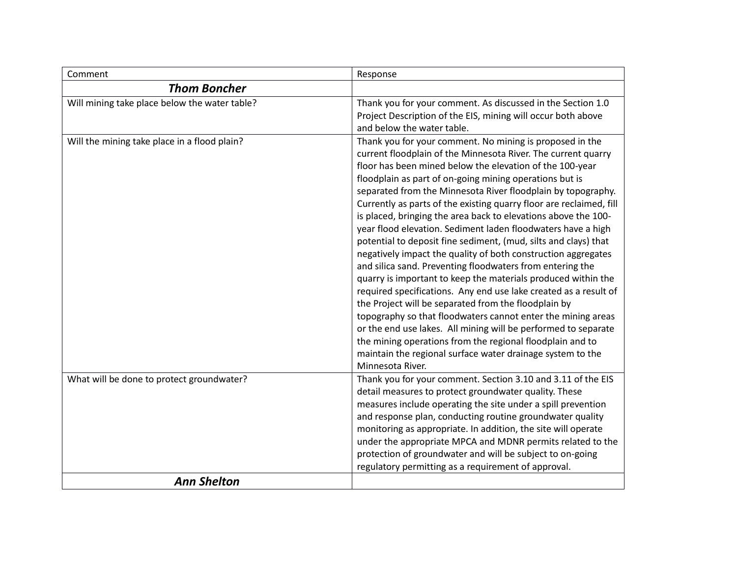| Comment | Response |
|---|---|
| ***Thom Boncher*** | |
| Will mining take place below the water table? | Thank you for your comment. As discussed in the Section 1.0 Project Description of the EIS, mining will occur both above and below the water table. |
| Will the mining take place in a flood plain? | Thank you for your comment. No mining is proposed in the current floodplain of the Minnesota River. The current quarry floor has been mined below the elevation of the 100-year floodplain as part of on-going mining operations but is separated from the Minnesota River floodplain by topography. Currently as parts of the existing quarry floor are reclaimed, fill is placed, bringing the area back to elevations above the 100-year flood elevation. Sediment laden floodwaters have a high potential to deposit fine sediment, (mud, silts and clays) that negatively impact the quality of both construction aggregates and silica sand. Preventing floodwaters from entering the quarry is important to keep the materials produced within the required specifications. Any end use lake created as a result of the Project will be separated from the floodplain by topography so that floodwaters cannot enter the mining areas or the end use lakes. All mining will be performed to separate the mining operations from the regional floodplain and to maintain the regional surface water drainage system to the Minnesota River. |
| What will be done to protect groundwater? | Thank you for your comment. Section 3.10 and 3.11 of the EIS detail measures to protect groundwater quality. These measures include operating the site under a spill prevention and response plan, conducting routine groundwater quality monitoring as appropriate. In addition, the site will operate under the appropriate MPCA and MDNR permits related to the protection of groundwater and will be subject to on-going regulatory permitting as a requirement of approval. |
| ***Ann Shelton*** | |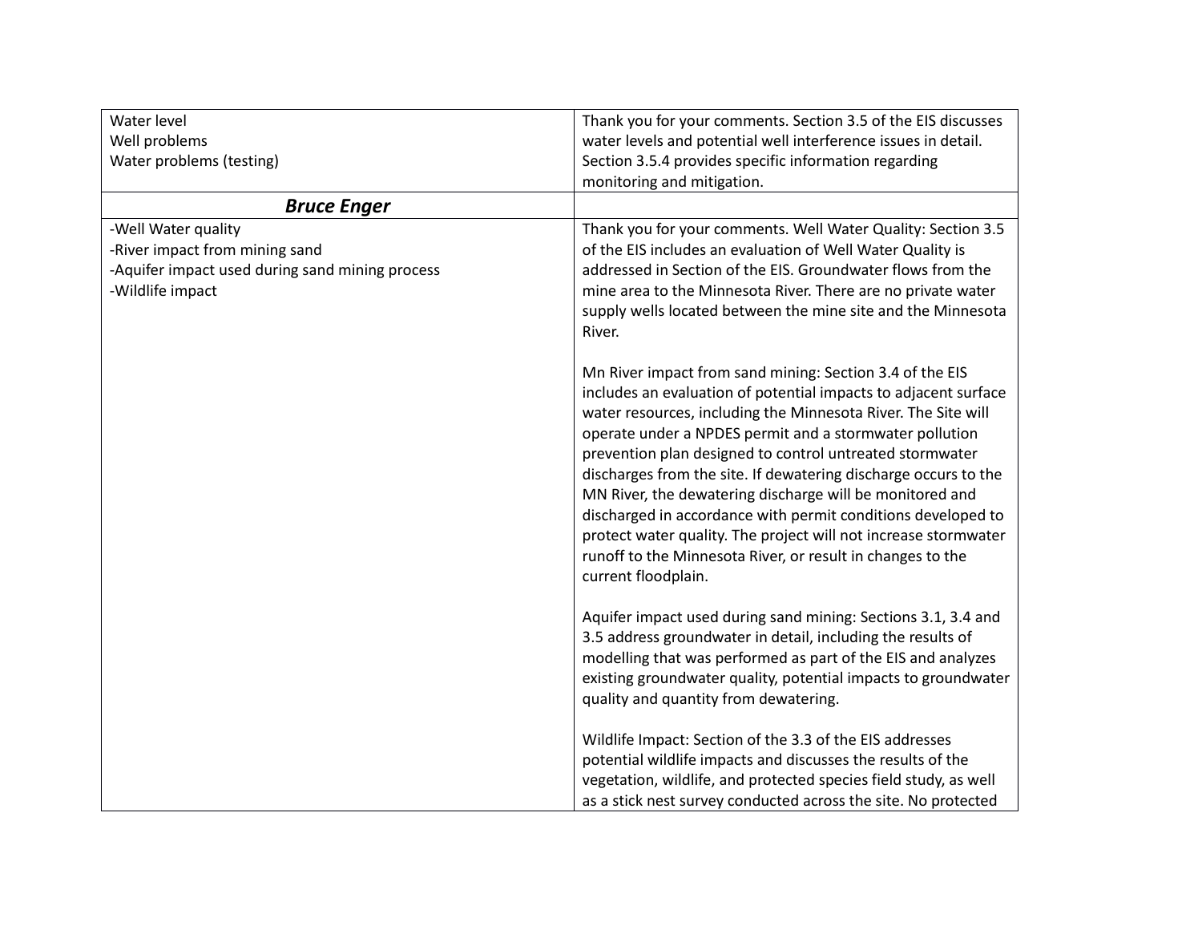| | |
|---|---|
| Water level<br>Well problems<br>Water problems (testing) | Thank you for your comments. Section 3.5 of the EIS discusses water levels and potential well interference issues in detail. Section 3.5.4 provides specific information regarding monitoring and mitigation. |
| ***Bruce Enger*** | |
| -Well Water quality<br>-River impact from mining sand<br>-Aquifer impact used during sand mining process<br>-Wildlife impact | Thank you for your comments. Well Water Quality: Section 3.5 of the EIS includes an evaluation of Well Water Quality is addressed in Section of the EIS. Groundwater flows from the mine area to the Minnesota River. There are no private water supply wells located between the mine site and the Minnesota River.<br><br>Mn River impact from sand mining: Section 3.4 of the EIS includes an evaluation of potential impacts to adjacent surface water resources, including the Minnesota River. The Site will operate under a NPDES permit and a stormwater pollution prevention plan designed to control untreated stormwater discharges from the site. If dewatering discharge occurs to the MN River, the dewatering discharge will be monitored and discharged in accordance with permit conditions developed to protect water quality. The project will not increase stormwater runoff to the Minnesota River, or result in changes to the current floodplain.<br><br>Aquifer impact used during sand mining: Sections 3.1, 3.4 and 3.5 address groundwater in detail, including the results of modelling that was performed as part of the EIS and analyzes existing groundwater quality, potential impacts to groundwater quality and quantity from dewatering.<br><br>Wildlife Impact: Section of the 3.3 of the EIS addresses potential wildlife impacts and discusses the results of the vegetation, wildlife, and protected species field study, as well as a stick nest survey conducted across the site. No protected |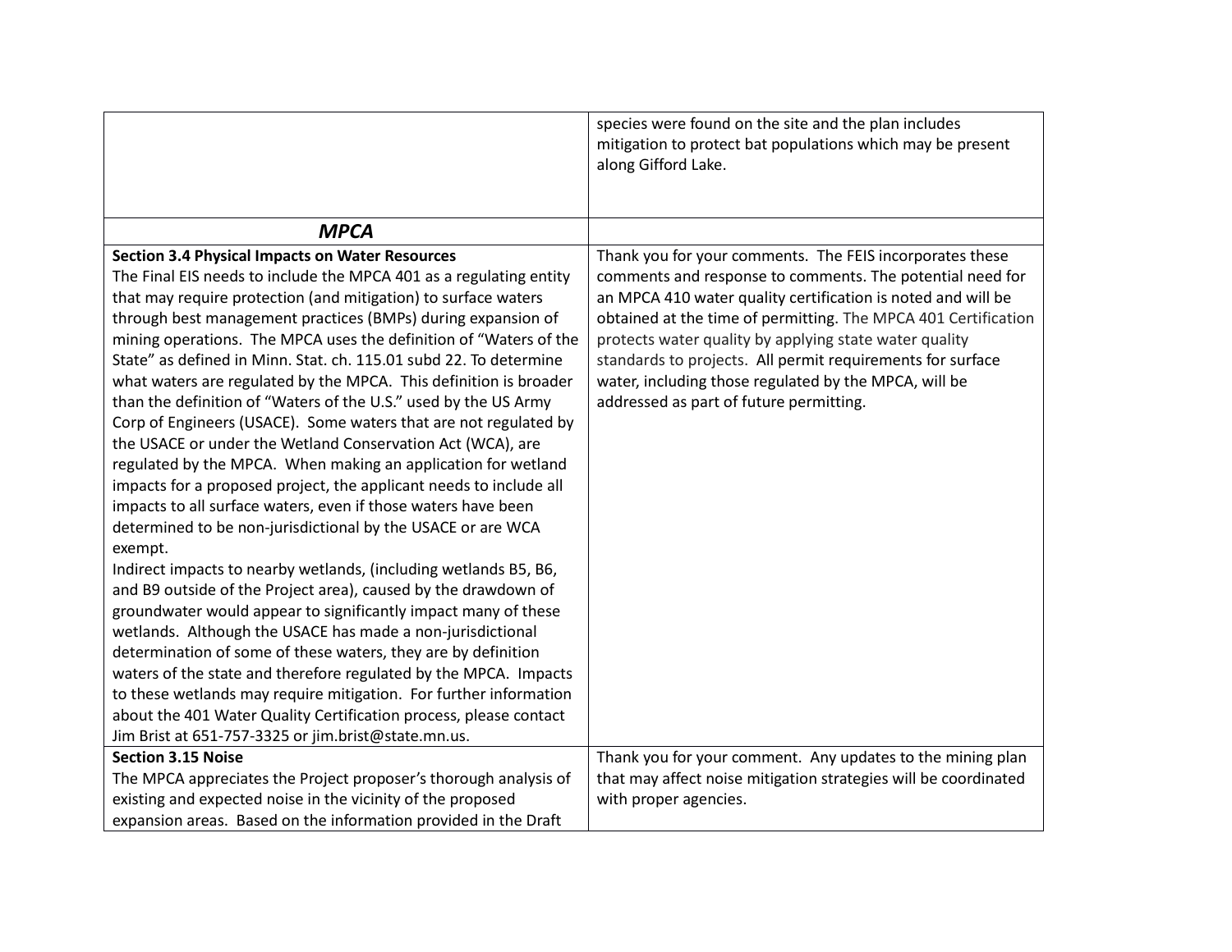| | |
|---|---|
| | species were found on the site and the plan includes mitigation to protect bat populations which may be present along Gifford Lake. |
| ***MPCA*** | |
| **Section 3.4 Physical Impacts on Water Resources**<br>The Final EIS needs to include the MPCA 401 as a regulating entity that may require protection (and mitigation) to surface waters through best management practices (BMPs) during expansion of mining operations. The MPCA uses the definition of "Waters of the State" as defined in Minn. Stat. ch. 115.01 subd 22. To determine what waters are regulated by the MPCA. This definition is broader than the definition of "Waters of the U.S." used by the US Army Corp of Engineers (USACE). Some waters that are not regulated by the USACE or under the Wetland Conservation Act (WCA), are regulated by the MPCA. When making an application for wetland impacts for a proposed project, the applicant needs to include all impacts to all surface waters, even if those waters have been determined to be non-jurisdictional by the USACE or are WCA exempt.<br>Indirect impacts to nearby wetlands, (including wetlands B5, B6, and B9 outside of the Project area), caused by the drawdown of groundwater would appear to significantly impact many of these wetlands. Although the USACE has made a non-jurisdictional determination of some of these waters, they are by definition waters of the state and therefore regulated by the MPCA. Impacts to these wetlands may require mitigation. For further information about the 401 Water Quality Certification process, please contact Jim Brist at 651-757-3325 or jim.brist@state.mn.us. | Thank you for your comments. The FEIS incorporates these comments and response to comments. The potential need for an MPCA 410 water quality certification is noted and will be obtained at the time of permitting. The MPCA 401 Certification protects water quality by applying state water quality standards to projects. All permit requirements for surface water, including those regulated by the MPCA, will be addressed as part of future permitting. |
| **Section 3.15 Noise**<br>The MPCA appreciates the Project proposer's thorough analysis of existing and expected noise in the vicinity of the proposed expansion areas. Based on the information provided in the Draft | Thank you for your comment. Any updates to the mining plan that may affect noise mitigation strategies will be coordinated with proper agencies. |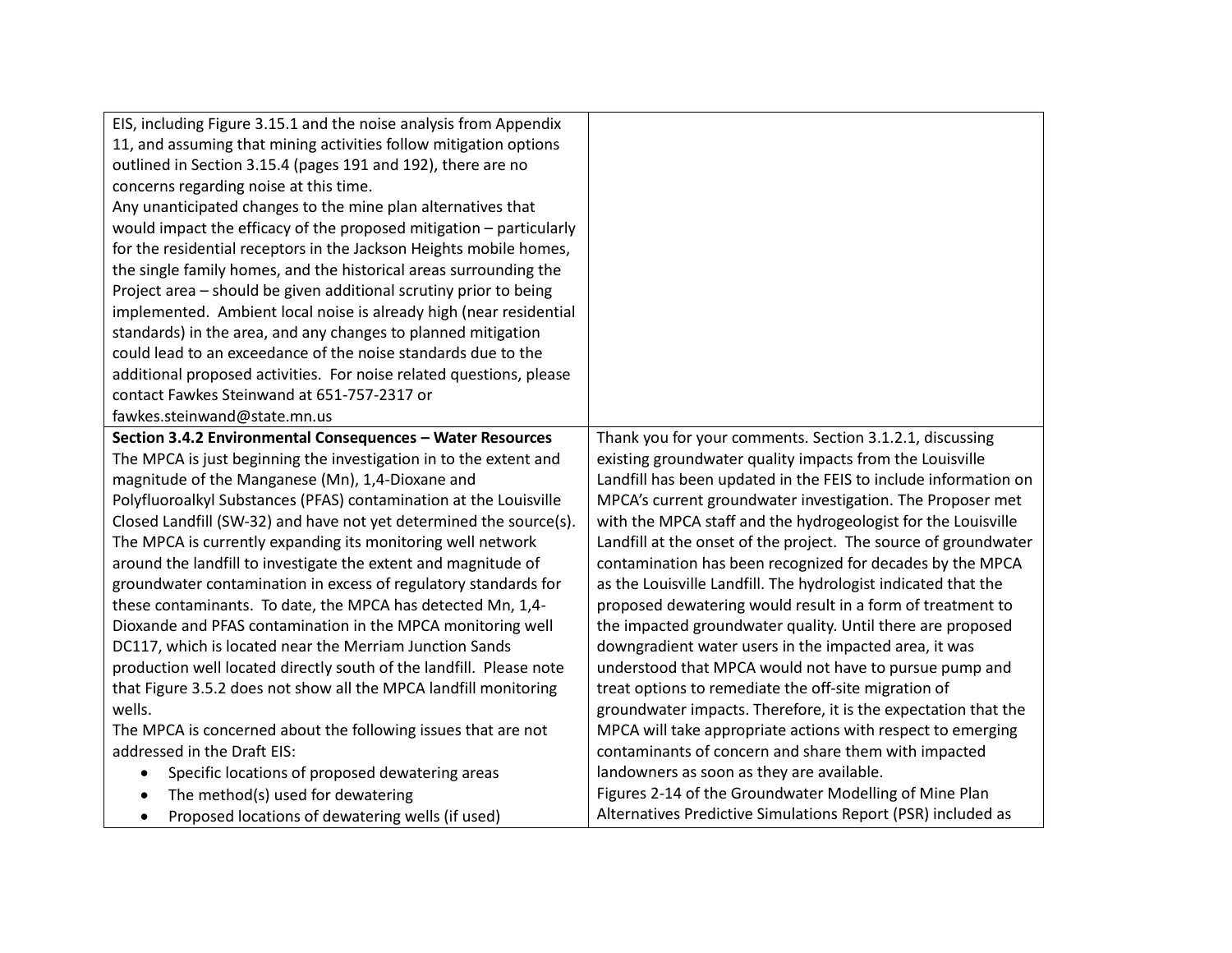| | |
|---|---|
| EIS, including Figure 3.15.1 and the noise analysis from Appendix 11, and assuming that mining activities follow mitigation options outlined in Section 3.15.4 (pages 191 and 192), there are no concerns regarding noise at this time.<br>Any unanticipated changes to the mine plan alternatives that would impact the efficacy of the proposed mitigation – particularly for the residential receptors in the Jackson Heights mobile homes, the single family homes, and the historical areas surrounding the Project area – should be given additional scrutiny prior to being implemented. Ambient local noise is already high (near residential standards) in the area, and any changes to planned mitigation could lead to an exceedance of the noise standards due to the additional proposed activities. For noise related questions, please contact Fawkes Steinwand at 651-757-2317 or fawkes.steinwand@state.mn.us | |
| **Section 3.4.2 Environmental Consequences – Water Resources**<br>The MPCA is just beginning the investigation in to the extent and magnitude of the Manganese (Mn), 1,4-Dioxane and Polyfluoroalkyl Substances (PFAS) contamination at the Louisville Closed Landfill (SW-32) and have not yet determined the source(s). The MPCA is currently expanding its monitoring well network around the landfill to investigate the extent and magnitude of groundwater contamination in excess of regulatory standards for these contaminants. To date, the MPCA has detected Mn, 1,4-Dioxande and PFAS contamination in the MPCA monitoring well DC117, which is located near the Merriam Junction Sands production well located directly south of the landfill. Please note that Figure 3.5.2 does not show all the MPCA landfill monitoring wells.<br>The MPCA is concerned about the following issues that are not addressed in the Draft EIS:<br>• Specific locations of proposed dewatering areas<br>• The method(s) used for dewatering<br>• Proposed locations of dewatering wells (if used) | Thank you for your comments. Section 3.1.2.1, discussing existing groundwater quality impacts from the Louisville Landfill has been updated in the FEIS to include information on MPCA's current groundwater investigation. The Proposer met with the MPCA staff and the hydrogeologist for the Louisville Landfill at the onset of the project. The source of groundwater contamination has been recognized for decades by the MPCA as the Louisville Landfill. The hydrologist indicated that the proposed dewatering would result in a form of treatment to the impacted groundwater quality. Until there are proposed downgradient water users in the impacted area, it was understood that MPCA would not have to pursue pump and treat options to remediate the off-site migration of groundwater impacts. Therefore, it is the expectation that the MPCA will take appropriate actions with respect to emerging contaminants of concern and share them with impacted landowners as soon as they are available.<br>Figures 2-14 of the Groundwater Modelling of Mine Plan Alternatives Predictive Simulations Report (PSR) included as |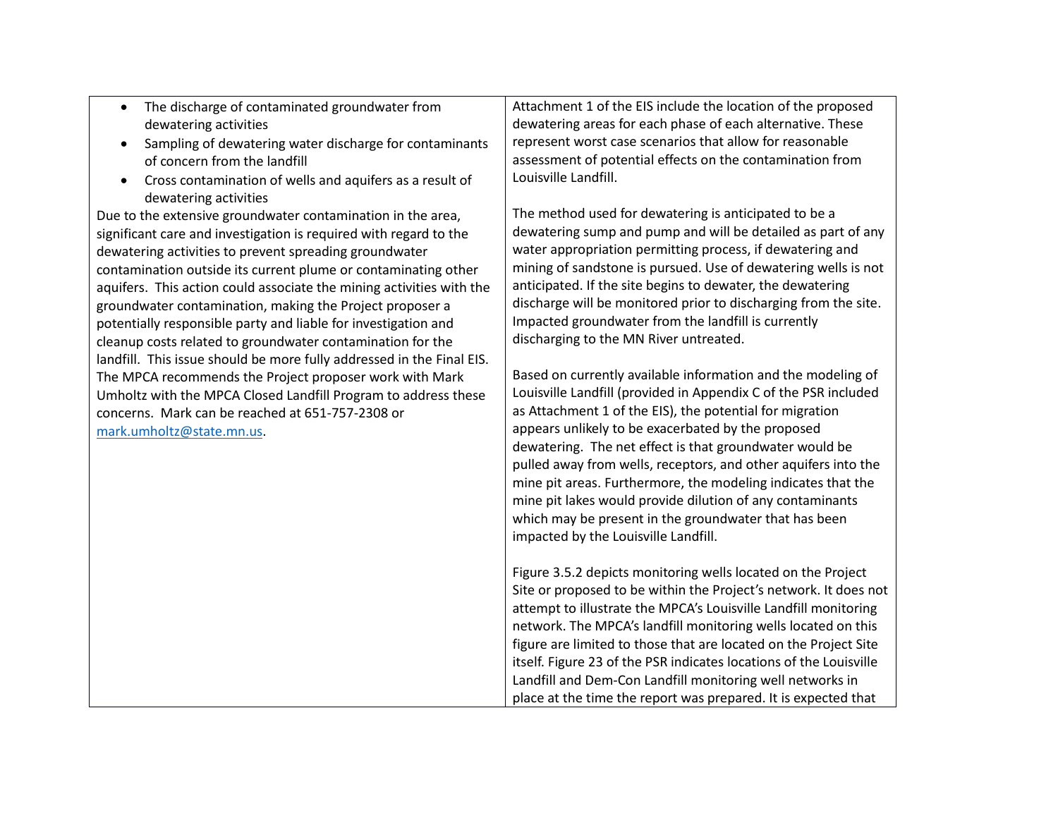| | |
|---|---|
| • The discharge of contaminated groundwater from dewatering activities<br>• Sampling of dewatering water discharge for contaminants of concern from the landfill<br>• Cross contamination of wells and aquifers as a result of dewatering activities<br>Due to the extensive groundwater contamination in the area, significant care and investigation is required with regard to the dewatering activities to prevent spreading groundwater contamination outside its current plume or contaminating other aquifers. This action could associate the mining activities with the groundwater contamination, making the Project proposer a potentially responsible party and liable for investigation and cleanup costs related to groundwater contamination for the landfill. This issue should be more fully addressed in the Final EIS. The MPCA recommends the Project proposer work with Mark Umholtz with the MPCA Closed Landfill Program to address these concerns. Mark can be reached at 651-757-2308 or mark.umholtz@state.mn.us. | Attachment 1 of the EIS include the location of the proposed dewatering areas for each phase of each alternative. These represent worst case scenarios that allow for reasonable assessment of potential effects on the contamination from Louisville Landfill.<br><br>The method used for dewatering is anticipated to be a dewatering sump and pump and will be detailed as part of any water appropriation permitting process, if dewatering and mining of sandstone is pursued. Use of dewatering wells is not anticipated. If the site begins to dewater, the dewatering discharge will be monitored prior to discharging from the site. Impacted groundwater from the landfill is currently discharging to the MN River untreated.<br><br>Based on currently available information and the modeling of Louisville Landfill (provided in Appendix C of the PSR included as Attachment 1 of the EIS), the potential for migration appears unlikely to be exacerbated by the proposed dewatering. The net effect is that groundwater would be pulled away from wells, receptors, and other aquifers into the mine pit areas. Furthermore, the modeling indicates that the mine pit lakes would provide dilution of any contaminants which may be present in the groundwater that has been impacted by the Louisville Landfill.<br><br>Figure 3.5.2 depicts monitoring wells located on the Project Site or proposed to be within the Project's network. It does not attempt to illustrate the MPCA's Louisville Landfill monitoring network. The MPCA's landfill monitoring wells located on this figure are limited to those that are located on the Project Site itself. Figure 23 of the PSR indicates locations of the Louisville Landfill and Dem-Con Landfill monitoring well networks in place at the time the report was prepared. It is expected that |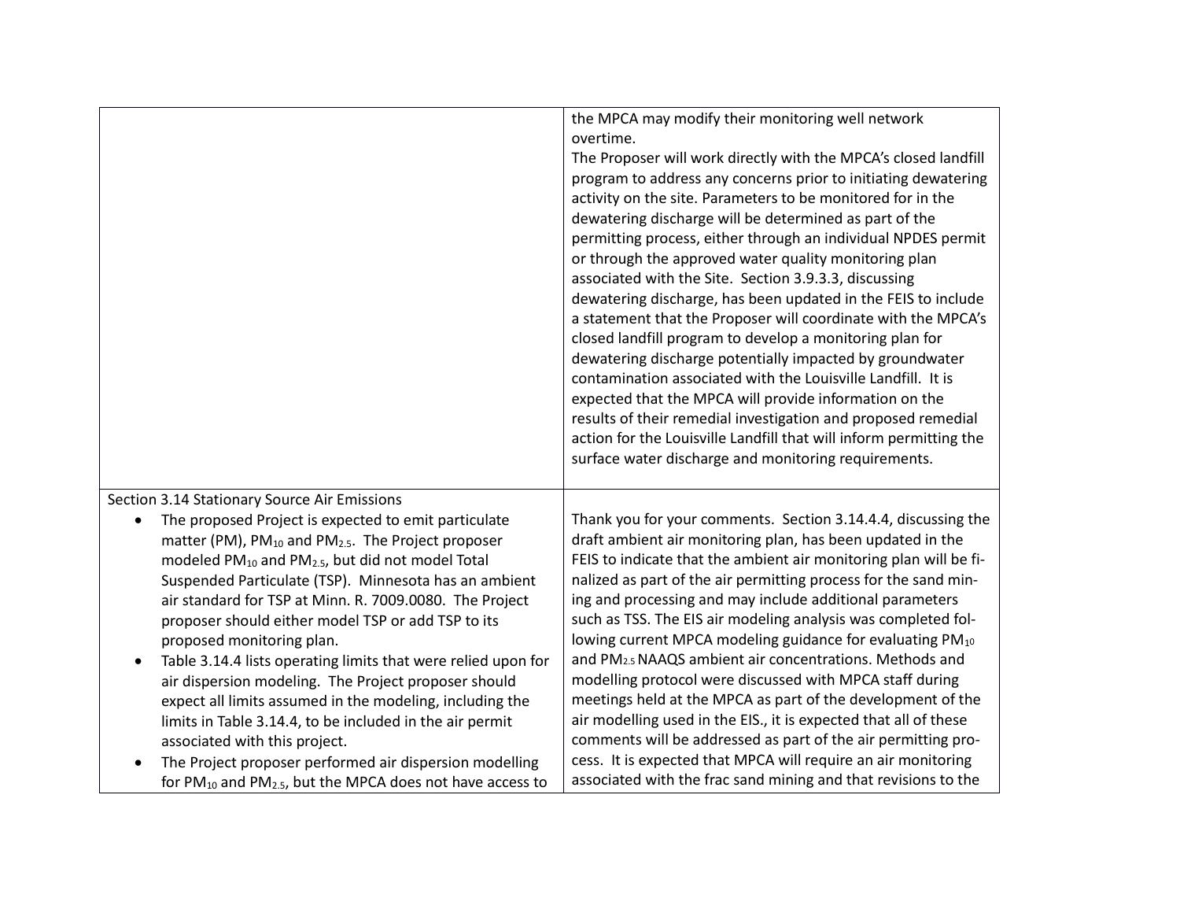| | |
|---|---|
| | the MPCA may modify their monitoring well network overtime.<br>The Proposer will work directly with the MPCA's closed landfill program to address any concerns prior to initiating dewatering activity on the site. Parameters to be monitored for in the dewatering discharge will be determined as part of the permitting process, either through an individual NPDES permit or through the approved water quality monitoring plan associated with the Site. Section 3.9.3.3, discussing dewatering discharge, has been updated in the FEIS to include a statement that the Proposer will coordinate with the MPCA's closed landfill program to develop a monitoring plan for dewatering discharge potentially impacted by groundwater contamination associated with the Louisville Landfill. It is expected that the MPCA will provide information on the results of their remedial investigation and proposed remedial action for the Louisville Landfill that will inform permitting the surface water discharge and monitoring requirements. |
| Section 3.14 Stationary Source Air Emissions<br>• The proposed Project is expected to emit particulate matter (PM), $PM_{10}$ and $PM_{2.5}$. The Project proposer modeled $PM_{10}$ and $PM_{2.5}$, but did not model Total Suspended Particulate (TSP). Minnesota has an ambient air standard for TSP at Minn. R. 7009.0080. The Project proposer should either model TSP or add TSP to its proposed monitoring plan.<br>• Table 3.14.4 lists operating limits that were relied upon for air dispersion modeling. The Project proposer should expect all limits assumed in the modeling, including the limits in Table 3.14.4, to be included in the air permit associated with this project.<br>• The Project proposer performed air dispersion modelling for $PM_{10}$ and $PM_{2.5}$, but the MPCA does not have access to | Thank you for your comments. Section 3.14.4.4, discussing the draft ambient air monitoring plan, has been updated in the FEIS to indicate that the ambient air monitoring plan will be finalized as part of the air permitting process for the sand mining and processing and may include additional parameters such as TSS. The EIS air modeling analysis was completed following current MPCA modeling guidance for evaluating $PM_{10}$ and $PM_{2.5}$ NAAQS ambient air concentrations. Methods and modelling protocol were discussed with MPCA staff during meetings held at the MPCA as part of the development of the air modelling used in the EIS., it is expected that all of these comments will be addressed as part of the air permitting process. It is expected that MPCA will require an air monitoring associated with the frac sand mining and that revisions to the |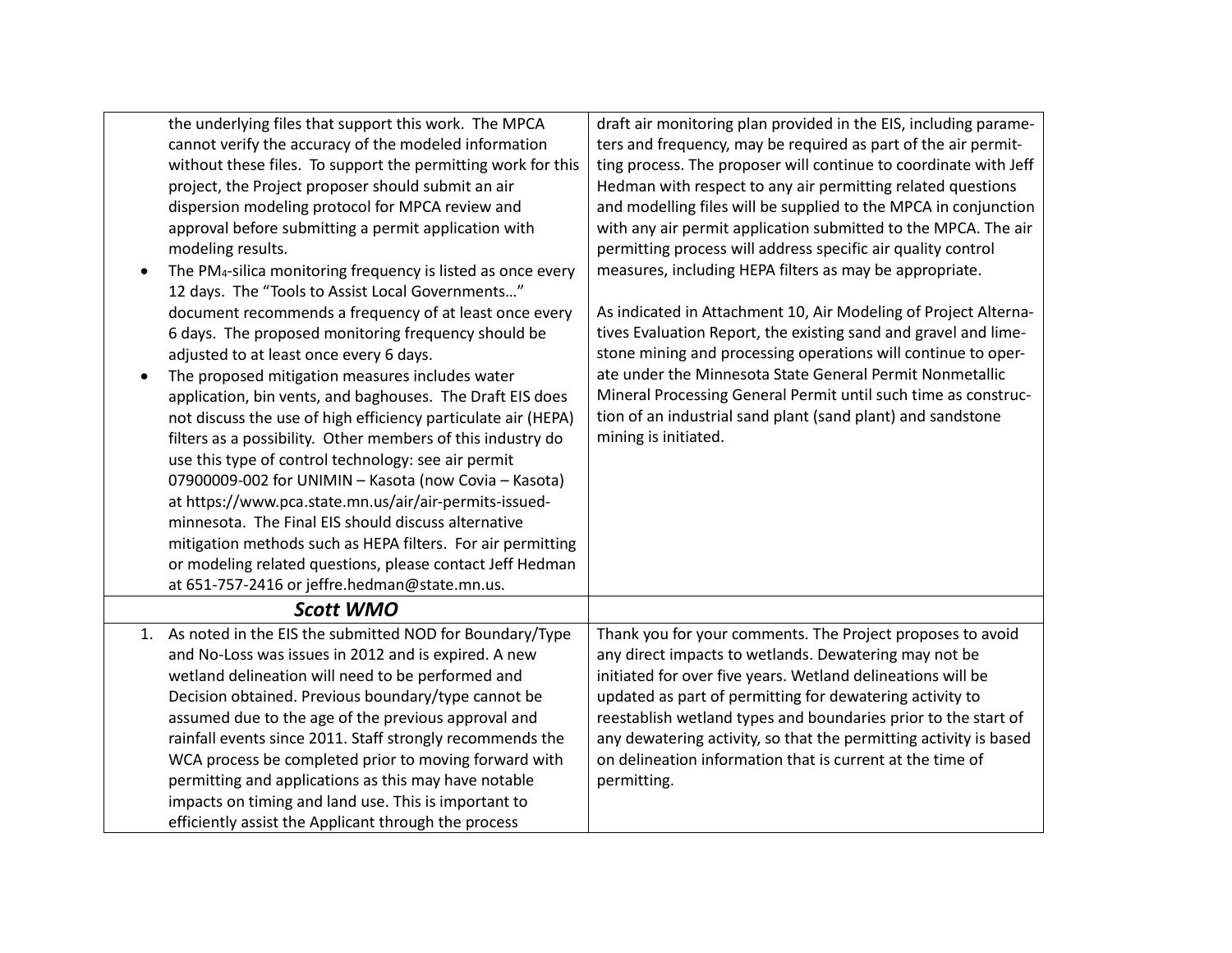| | |
|---|---|
| the underlying files that support this work. The MPCA cannot verify the accuracy of the modeled information without these files. To support the permitting work for this project, the Project proposer should submit an air dispersion modeling protocol for MPCA review and approval before submitting a permit application with modeling results.<br>• The $PM_4$-silica monitoring frequency is listed as once every 12 days. The "Tools to Assist Local Governments…" document recommends a frequency of at least once every 6 days. The proposed monitoring frequency should be adjusted to at least once every 6 days.<br>• The proposed mitigation measures includes water application, bin vents, and baghouses. The Draft EIS does not discuss the use of high efficiency particulate air (HEPA) filters as a possibility. Other members of this industry do use this type of control technology: see air permit 07900009-002 for UNIMIN – Kasota (now Covia – Kasota) at https://www.pca.state.mn.us/air/air-permits-issued-minnesota. The Final EIS should discuss alternative mitigation methods such as HEPA filters. For air permitting or modeling related questions, please contact Jeff Hedman at 651-757-2416 or jeffre.hedman@state.mn.us. | draft air monitoring plan provided in the EIS, including parameters and frequency, may be required as part of the air permitting process. The proposer will continue to coordinate with Jeff Hedman with respect to any air permitting related questions and modelling files will be supplied to the MPCA in conjunction with any air permit application submitted to the MPCA. The air permitting process will address specific air quality control measures, including HEPA filters as may be appropriate.<br><br>As indicated in Attachment 10, Air Modeling of Project Alternatives Evaluation Report, the existing sand and gravel and limestone mining and processing operations will continue to operate under the Minnesota State General Permit Nonmetallic Mineral Processing General Permit until such time as construction of an industrial sand plant (sand plant) and sandstone mining is initiated. |
| ***Scott WMO*** | |
| 1. As noted in the EIS the submitted NOD for Boundary/Type and No-Loss was issues in 2012 and is expired. A new wetland delineation will need to be performed and Decision obtained. Previous boundary/type cannot be assumed due to the age of the previous approval and rainfall events since 2011. Staff strongly recommends the WCA process be completed prior to moving forward with permitting and applications as this may have notable impacts on timing and land use. This is important to efficiently assist the Applicant through the process | Thank you for your comments. The Project proposes to avoid any direct impacts to wetlands. Dewatering may not be initiated for over five years. Wetland delineations will be updated as part of permitting for dewatering activity to reestablish wetland types and boundaries prior to the start of any dewatering activity, so that the permitting activity is based on delineation information that is current at the time of permitting. |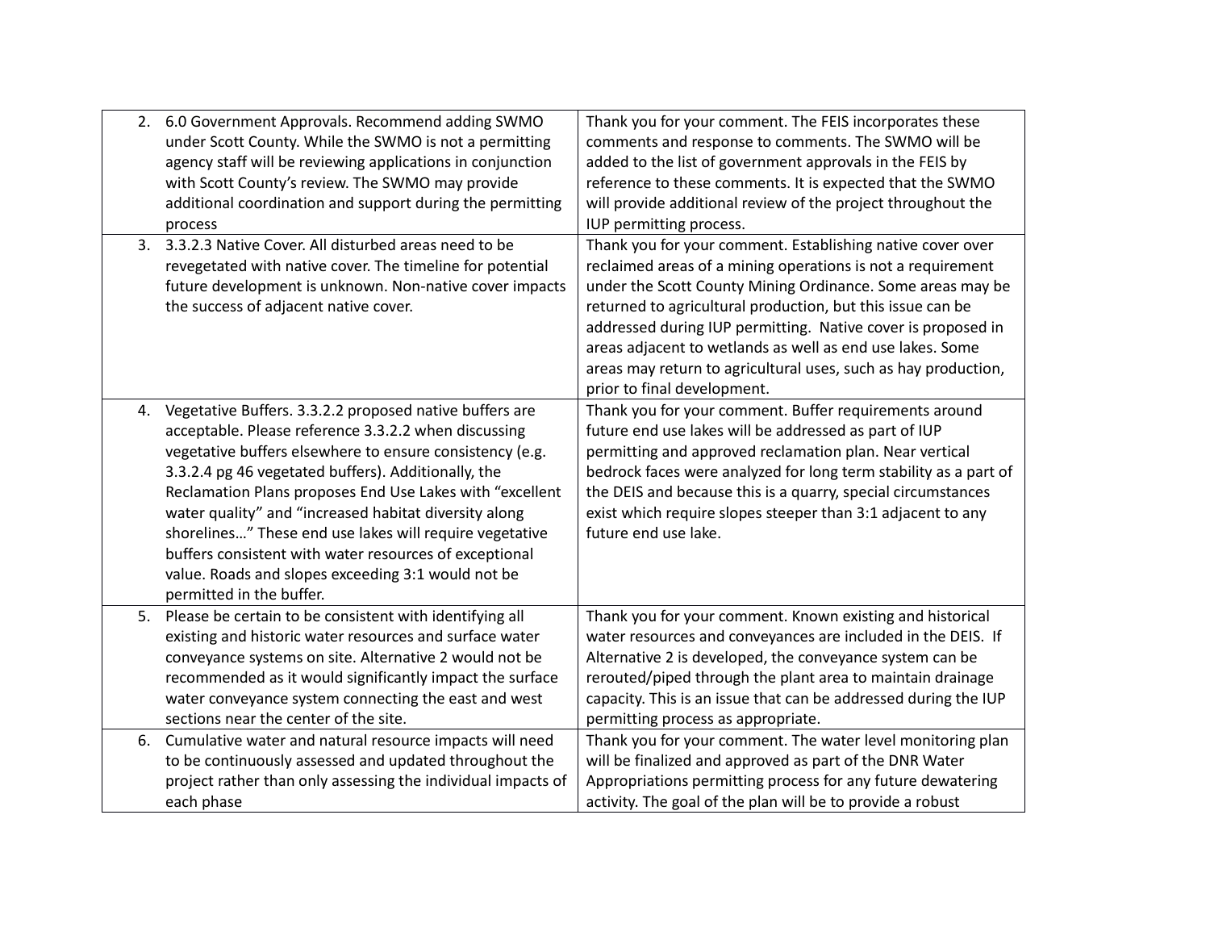| | |
|---|---|
| 2. 6.0 Government Approvals. Recommend adding SWMO under Scott County. While the SWMO is not a permitting agency staff will be reviewing applications in conjunction with Scott County's review. The SWMO may provide additional coordination and support during the permitting process | Thank you for your comment. The FEIS incorporates these comments and response to comments. The SWMO will be added to the list of government approvals in the FEIS by reference to these comments. It is expected that the SWMO will provide additional review of the project throughout the IUP permitting process. |
| 3. 3.3.2.3 Native Cover. All disturbed areas need to be revegetated with native cover. The timeline for potential future development is unknown. Non-native cover impacts the success of adjacent native cover. | Thank you for your comment. Establishing native cover over reclaimed areas of a mining operations is not a requirement under the Scott County Mining Ordinance. Some areas may be returned to agricultural production, but this issue can be addressed during IUP permitting. Native cover is proposed in areas adjacent to wetlands as well as end use lakes. Some areas may return to agricultural uses, such as hay production, prior to final development. |
| 4. Vegetative Buffers. 3.3.2.2 proposed native buffers are acceptable. Please reference 3.3.2.2 when discussing vegetative buffers elsewhere to ensure consistency (e.g. 3.3.2.4 pg 46 vegetated buffers). Additionally, the Reclamation Plans proposes End Use Lakes with "excellent water quality" and "increased habitat diversity along shorelines…" These end use lakes will require vegetative buffers consistent with water resources of exceptional value. Roads and slopes exceeding 3:1 would not be permitted in the buffer. | Thank you for your comment. Buffer requirements around future end use lakes will be addressed as part of IUP permitting and approved reclamation plan. Near vertical bedrock faces were analyzed for long term stability as a part of the DEIS and because this is a quarry, special circumstances exist which require slopes steeper than 3:1 adjacent to any future end use lake. |
| 5. Please be certain to be consistent with identifying all existing and historic water resources and surface water conveyance systems on site. Alternative 2 would not be recommended as it would significantly impact the surface water conveyance system connecting the east and west sections near the center of the site. | Thank you for your comment. Known existing and historical water resources and conveyances are included in the DEIS. If Alternative 2 is developed, the conveyance system can be rerouted/piped through the plant area to maintain drainage capacity. This is an issue that can be addressed during the IUP permitting process as appropriate. |
| 6. Cumulative water and natural resource impacts will need to be continuously assessed and updated throughout the project rather than only assessing the individual impacts of each phase | Thank you for your comment. The water level monitoring plan will be finalized and approved as part of the DNR Water Appropriations permitting process for any future dewatering activity. The goal of the plan will be to provide a robust |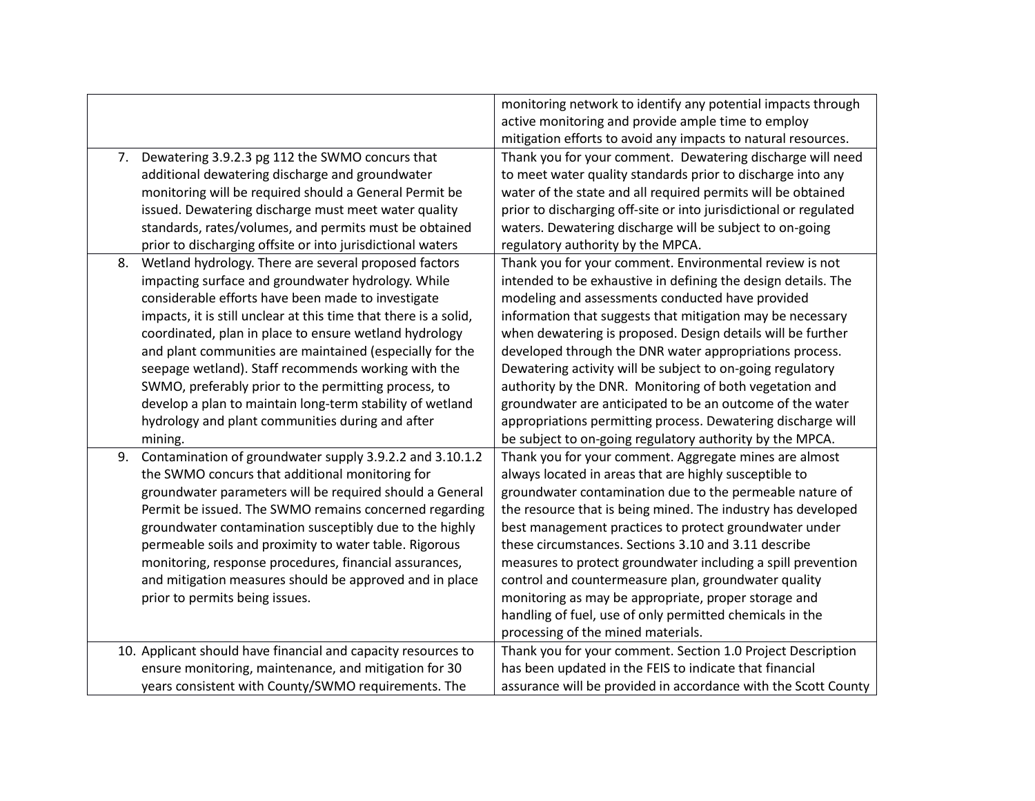| | |
|---|---|
| | monitoring network to identify any potential impacts through active monitoring and provide ample time to employ mitigation efforts to avoid any impacts to natural resources. |
| 7. Dewatering 3.9.2.3 pg 112 the SWMO concurs that additional dewatering discharge and groundwater monitoring will be required should a General Permit be issued. Dewatering discharge must meet water quality standards, rates/volumes, and permits must be obtained prior to discharging offsite or into jurisdictional waters | Thank you for your comment. Dewatering discharge will need to meet water quality standards prior to discharge into any water of the state and all required permits will be obtained prior to discharging off-site or into jurisdictional or regulated waters. Dewatering discharge will be subject to on-going regulatory authority by the MPCA. |
| 8. Wetland hydrology. There are several proposed factors impacting surface and groundwater hydrology. While considerable efforts have been made to investigate impacts, it is still unclear at this time that there is a solid, coordinated, plan in place to ensure wetland hydrology and plant communities are maintained (especially for the seepage wetland). Staff recommends working with the SWMO, preferably prior to the permitting process, to develop a plan to maintain long-term stability of wetland hydrology and plant communities during and after mining. | Thank you for your comment. Environmental review is not intended to be exhaustive in defining the design details. The modeling and assessments conducted have provided information that suggests that mitigation may be necessary when dewatering is proposed. Design details will be further developed through the DNR water appropriations process. Dewatering activity will be subject to on-going regulatory authority by the DNR. Monitoring of both vegetation and groundwater are anticipated to be an outcome of the water appropriations permitting process. Dewatering discharge will be subject to on-going regulatory authority by the MPCA. |
| 9. Contamination of groundwater supply 3.9.2.2 and 3.10.1.2 the SWMO concurs that additional monitoring for groundwater parameters will be required should a General Permit be issued. The SWMO remains concerned regarding groundwater contamination susceptibly due to the highly permeable soils and proximity to water table. Rigorous monitoring, response procedures, financial assurances, and mitigation measures should be approved and in place prior to permits being issues. | Thank you for your comment. Aggregate mines are almost always located in areas that are highly susceptible to groundwater contamination due to the permeable nature of the resource that is being mined. The industry has developed best management practices to protect groundwater under these circumstances. Sections 3.10 and 3.11 describe measures to protect groundwater including a spill prevention control and countermeasure plan, groundwater quality monitoring as may be appropriate, proper storage and handling of fuel, use of only permitted chemicals in the processing of the mined materials. |
| 10. Applicant should have financial and capacity resources to ensure monitoring, maintenance, and mitigation for 30 years consistent with County/SWMO requirements. The | Thank you for your comment. Section 1.0 Project Description has been updated in the FEIS to indicate that financial assurance will be provided in accordance with the Scott County |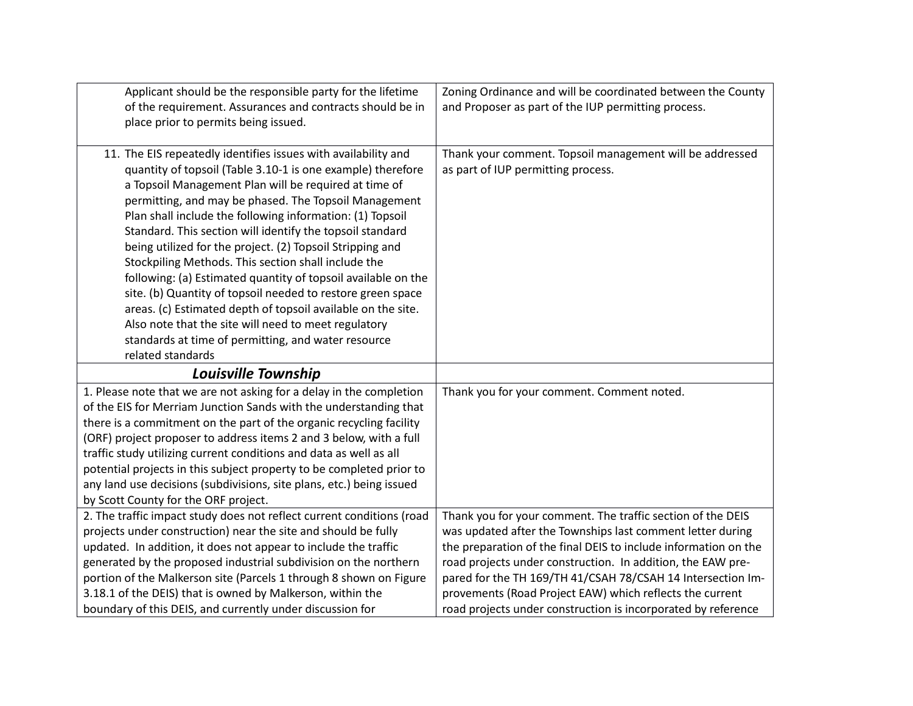| | |
|---|---|
| Applicant should be the responsible party for the lifetime of the requirement. Assurances and contracts should be in place prior to permits being issued. | Zoning Ordinance and will be coordinated between the County and Proposer as part of the IUP permitting process. |
| 11. The EIS repeatedly identifies issues with availability and quantity of topsoil (Table 3.10-1 is one example) therefore a Topsoil Management Plan will be required at time of permitting, and may be phased. The Topsoil Management Plan shall include the following information: (1) Topsoil Standard. This section will identify the topsoil standard being utilized for the project. (2) Topsoil Stripping and Stockpiling Methods. This section shall include the following: (a) Estimated quantity of topsoil available on the site. (b) Quantity of topsoil needed to restore green space areas. (c) Estimated depth of topsoil available on the site. Also note that the site will need to meet regulatory standards at time of permitting, and water resource related standards | Thank your comment. Topsoil management will be addressed as part of IUP permitting process. |
| ***Louisville Township*** | |
| 1. Please note that we are not asking for a delay in the completion of the EIS for Merriam Junction Sands with the understanding that there is a commitment on the part of the organic recycling facility (ORF) project proposer to address items 2 and 3 below, with a full traffic study utilizing current conditions and data as well as all potential projects in this subject property to be completed prior to any land use decisions (subdivisions, site plans, etc.) being issued by Scott County for the ORF project. | Thank you for your comment. Comment noted. |
| 2. The traffic impact study does not reflect current conditions (road projects under construction) near the site and should be fully updated. In addition, it does not appear to include the traffic generated by the proposed industrial subdivision on the northern portion of the Malkerson site (Parcels 1 through 8 shown on Figure 3.18.1 of the DEIS) that is owned by Malkerson, within the boundary of this DEIS, and currently under discussion for | Thank you for your comment. The traffic section of the DEIS was updated after the Townships last comment letter during the preparation of the final DEIS to include information on the road projects under construction. In addition, the EAW prepared for the TH 169/TH 41/CSAH 78/CSAH 14 Intersection Improvements (Road Project EAW) which reflects the current road projects under construction is incorporated by reference |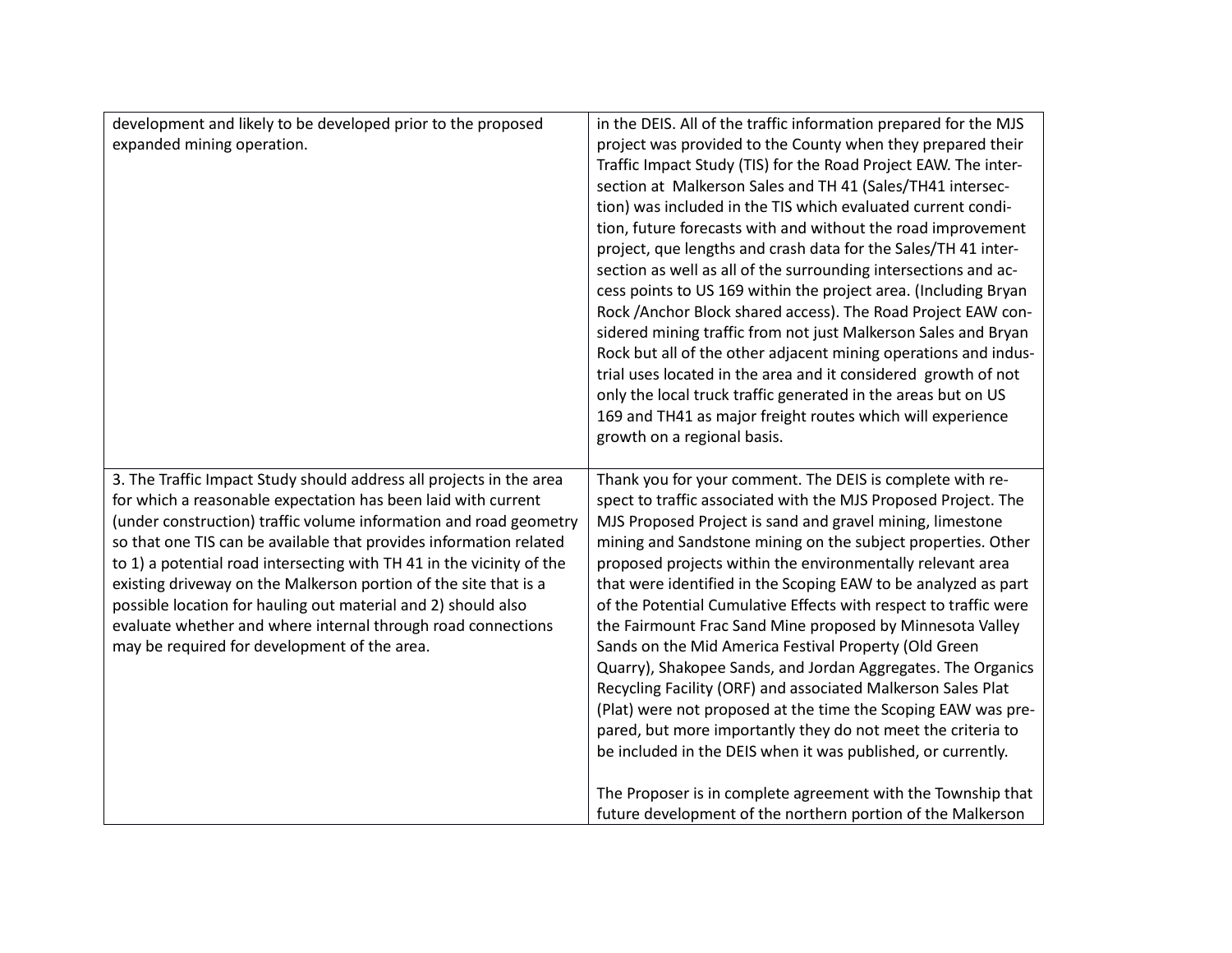| | |
|---|---|
| development and likely to be developed prior to the proposed expanded mining operation. | in the DEIS. All of the traffic information prepared for the MJS project was provided to the County when they prepared their Traffic Impact Study (TIS) for the Road Project EAW. The intersection at Malkerson Sales and TH 41 (Sales/TH41 intersection) was included in the TIS which evaluated current condition, future forecasts with and without the road improvement project, que lengths and crash data for the Sales/TH 41 intersection as well as all of the surrounding intersections and access points to US 169 within the project area. (Including Bryan Rock /Anchor Block shared access). The Road Project EAW considered mining traffic from not just Malkerson Sales and Bryan Rock but all of the other adjacent mining operations and industrial uses located in the area and it considered growth of not only the local truck traffic generated in the areas but on US 169 and TH41 as major freight routes which will experience growth on a regional basis. |
| 3. The Traffic Impact Study should address all projects in the area for which a reasonable expectation has been laid with current (under construction) traffic volume information and road geometry so that one TIS can be available that provides information related to 1) a potential road intersecting with TH 41 in the vicinity of the existing driveway on the Malkerson portion of the site that is a possible location for hauling out material and 2) should also evaluate whether and where internal through road connections may be required for development of the area. | Thank you for your comment. The DEIS is complete with respect to traffic associated with the MJS Proposed Project. The MJS Proposed Project is sand and gravel mining, limestone mining and Sandstone mining on the subject properties. Other proposed projects within the environmentally relevant area that were identified in the Scoping EAW to be analyzed as part of the Potential Cumulative Effects with respect to traffic were the Fairmount Frac Sand Mine proposed by Minnesota Valley Sands on the Mid America Festival Property (Old Green Quarry), Shakopee Sands, and Jordan Aggregates. The Organics Recycling Facility (ORF) and associated Malkerson Sales Plat (Plat) were not proposed at the time the Scoping EAW was prepared, but more importantly they do not meet the criteria to be included in the DEIS when it was published, or currently.<br><br>The Proposer is in complete agreement with the Township that future development of the northern portion of the Malkerson |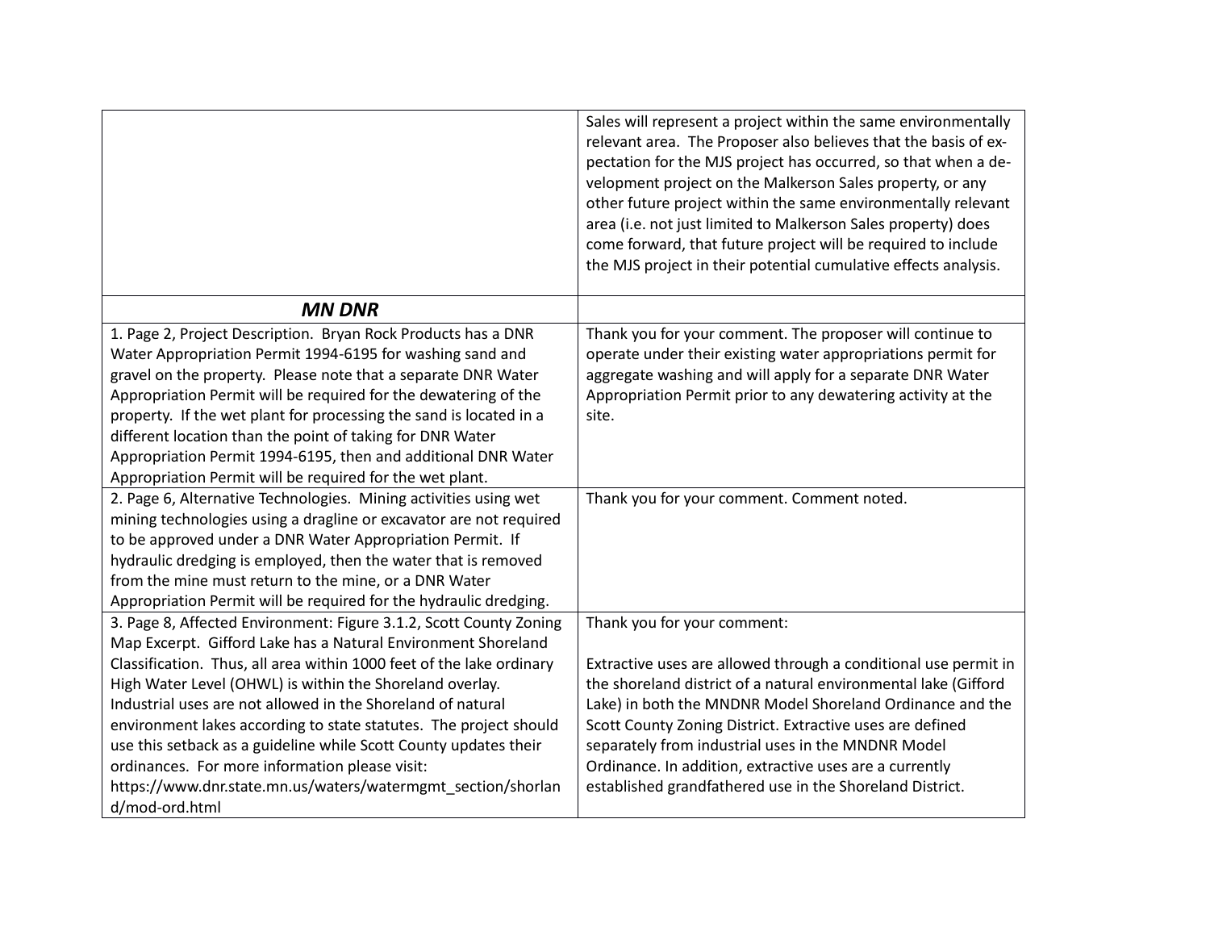| | |
|---|---|
| | Sales will represent a project within the same environmentally relevant area. The Proposer also believes that the basis of expectation for the MJS project has occurred, so that when a development project on the Malkerson Sales property, or any other future project within the same environmentally relevant area (i.e. not just limited to Malkerson Sales property) does come forward, that future project will be required to include the MJS project in their potential cumulative effects analysis. |
| ***MN DNR*** | |
| 1. Page 2, Project Description. Bryan Rock Products has a DNR Water Appropriation Permit 1994-6195 for washing sand and gravel on the property. Please note that a separate DNR Water Appropriation Permit will be required for the dewatering of the property. If the wet plant for processing the sand is located in a different location than the point of taking for DNR Water Appropriation Permit 1994-6195, then and additional DNR Water Appropriation Permit will be required for the wet plant. | Thank you for your comment. The proposer will continue to operate under their existing water appropriations permit for aggregate washing and will apply for a separate DNR Water Appropriation Permit prior to any dewatering activity at the site. |
| 2. Page 6, Alternative Technologies. Mining activities using wet mining technologies using a dragline or excavator are not required to be approved under a DNR Water Appropriation Permit. If hydraulic dredging is employed, then the water that is removed from the mine must return to the mine, or a DNR Water Appropriation Permit will be required for the hydraulic dredging. | Thank you for your comment. Comment noted. |
| 3. Page 8, Affected Environment: Figure 3.1.2, Scott County Zoning Map Excerpt. Gifford Lake has a Natural Environment Shoreland Classification. Thus, all area within 1000 feet of the lake ordinary High Water Level (OHWL) is within the Shoreland overlay. Industrial uses are not allowed in the Shoreland of natural environment lakes according to state statutes. The project should use this setback as a guideline while Scott County updates their ordinances. For more information please visit: https://www.dnr.state.mn.us/waters/watermgmt_section/shoreland/mod-ord.html | Thank you for your comment:<br><br>Extractive uses are allowed through a conditional use permit in the shoreland district of a natural environmental lake (Gifford Lake) in both the MNDNR Model Shoreland Ordinance and the Scott County Zoning District. Extractive uses are defined separately from industrial uses in the MNDNR Model Ordinance. In addition, extractive uses are a currently established grandfathered use in the Shoreland District. |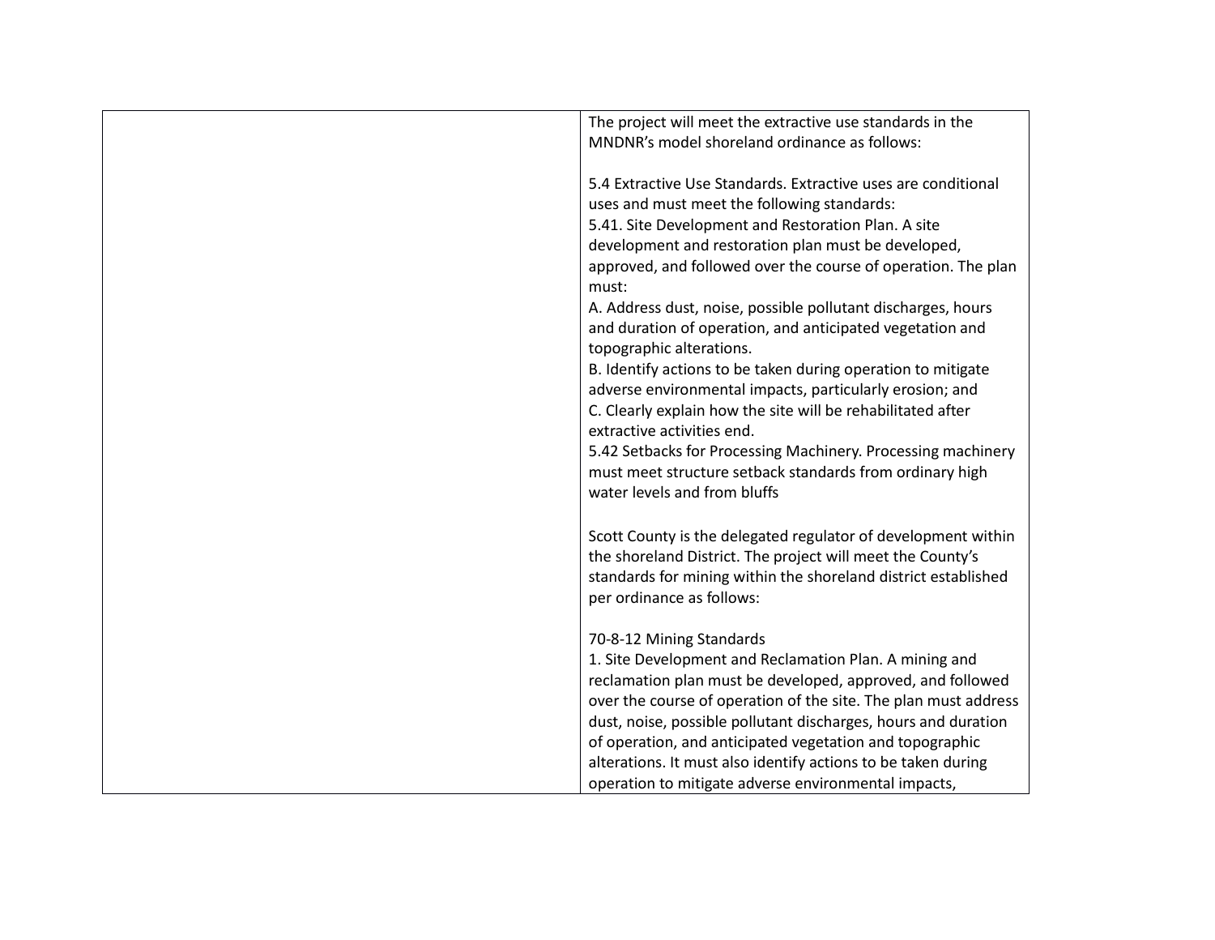| | |
|---|---|
| | The project will meet the extractive use standards in the MNDNR's model shoreland ordinance as follows:<br><br>5.4 Extractive Use Standards. Extractive uses are conditional uses and must meet the following standards:<br>5.41. Site Development and Restoration Plan. A site development and restoration plan must be developed, approved, and followed over the course of operation. The plan must:<br>A. Address dust, noise, possible pollutant discharges, hours and duration of operation, and anticipated vegetation and topographic alterations.<br>B. Identify actions to be taken during operation to mitigate adverse environmental impacts, particularly erosion; and<br>C. Clearly explain how the site will be rehabilitated after extractive activities end.<br>5.42 Setbacks for Processing Machinery. Processing machinery must meet structure setback standards from ordinary high water levels and from bluffs<br><br>Scott County is the delegated regulator of development within the shoreland District. The project will meet the County's standards for mining within the shoreland district established per ordinance as follows:<br><br>70-8-12 Mining Standards<br>1. Site Development and Reclamation Plan. A mining and reclamation plan must be developed, approved, and followed over the course of operation of the site. The plan must address dust, noise, possible pollutant discharges, hours and duration of operation, and anticipated vegetation and topographic alterations. It must also identify actions to be taken during operation to mitigate adverse environmental impacts, |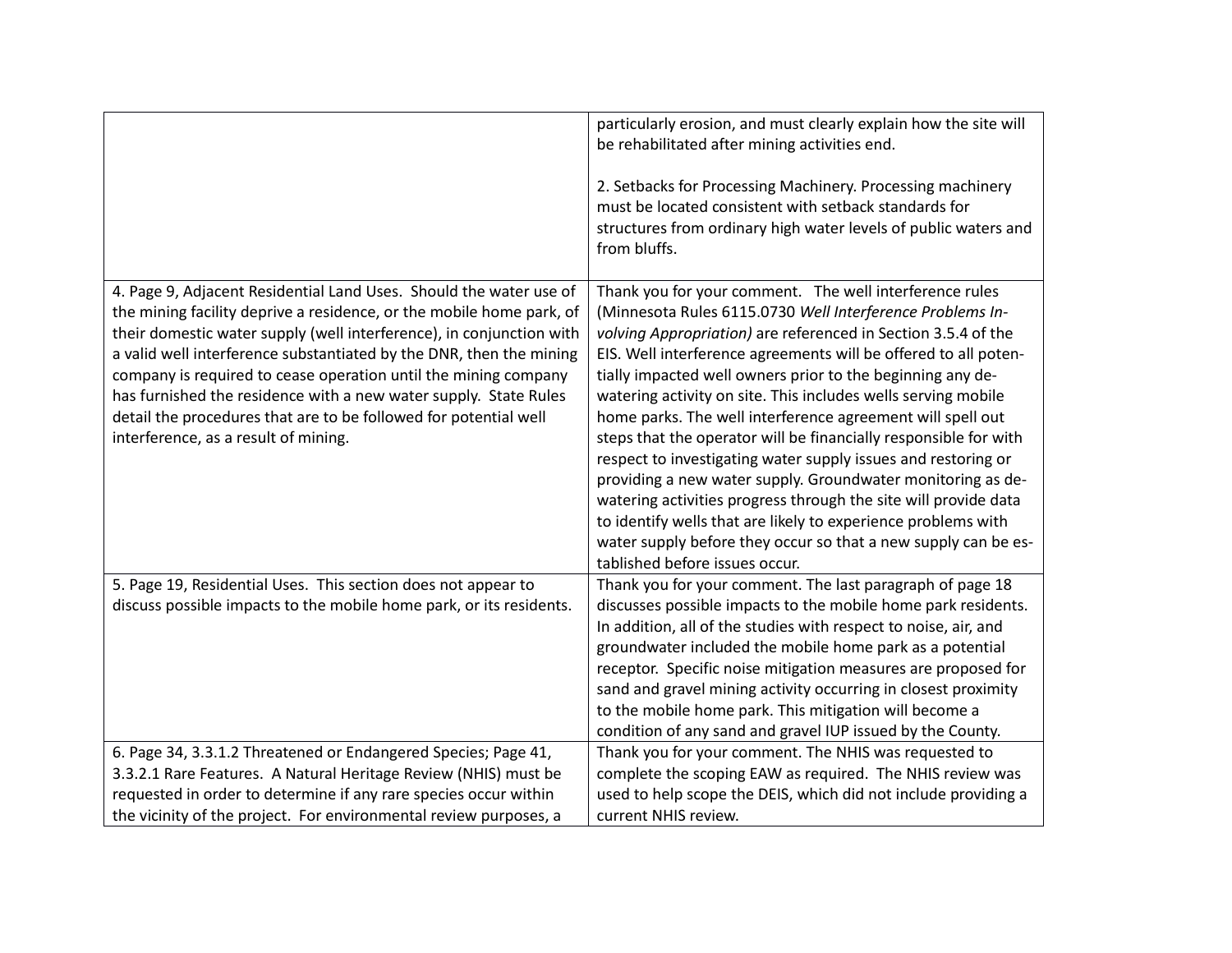| | |
|---|---|
| | particularly erosion, and must clearly explain how the site will be rehabilitated after mining activities end.<br><br>2. Setbacks for Processing Machinery. Processing machinery must be located consistent with setback standards for structures from ordinary high water levels of public waters and from bluffs. |
| 4. Page 9, Adjacent Residential Land Uses. Should the water use of the mining facility deprive a residence, or the mobile home park, of their domestic water supply (well interference), in conjunction with a valid well interference substantiated by the DNR, then the mining company is required to cease operation until the mining company has furnished the residence with a new water supply. State Rules detail the procedures that are to be followed for potential well interference, as a result of mining. | Thank you for your comment. The well interference rules (Minnesota Rules 6115.0730 *Well Interference Problems Involving Appropriation)* are referenced in Section 3.5.4 of the EIS. Well interference agreements will be offered to all potentially impacted well owners prior to the beginning any de-watering activity on site. This includes wells serving mobile home parks. The well interference agreement will spell out steps that the operator will be financially responsible for with respect to investigating water supply issues and restoring or providing a new water supply. Groundwater monitoring as de-watering activities progress through the site will provide data to identify wells that are likely to experience problems with water supply before they occur so that a new supply can be established before issues occur. |
| 5. Page 19, Residential Uses. This section does not appear to discuss possible impacts to the mobile home park, or its residents. | Thank you for your comment. The last paragraph of page 18 discusses possible impacts to the mobile home park residents. In addition, all of the studies with respect to noise, air, and groundwater included the mobile home park as a potential receptor. Specific noise mitigation measures are proposed for sand and gravel mining activity occurring in closest proximity to the mobile home park. This mitigation will become a condition of any sand and gravel IUP issued by the County. |
| 6. Page 34, 3.3.1.2 Threatened or Endangered Species; Page 41, 3.3.2.1 Rare Features. A Natural Heritage Review (NHIS) must be requested in order to determine if any rare species occur within the vicinity of the project. For environmental review purposes, a | Thank you for your comment. The NHIS was requested to complete the scoping EAW as required. The NHIS review was used to help scope the DEIS, which did not include providing a current NHIS review. |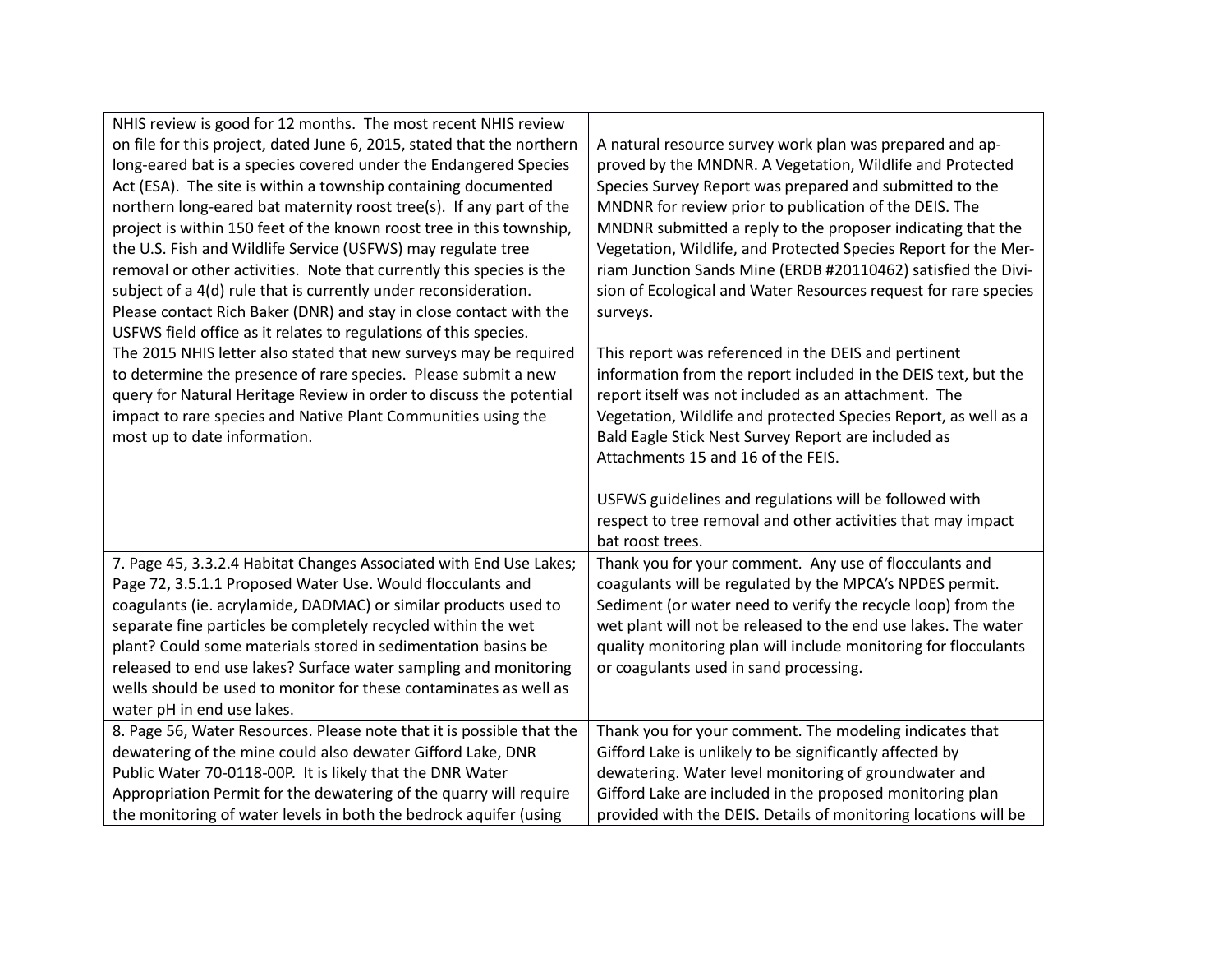| | |
|---|---|
| NHIS review is good for 12 months. The most recent NHIS review on file for this project, dated June 6, 2015, stated that the northern long-eared bat is a species covered under the Endangered Species Act (ESA). The site is within a township containing documented northern long-eared bat maternity roost tree(s). If any part of the project is within 150 feet of the known roost tree in this township, the U.S. Fish and Wildlife Service (USFWS) may regulate tree removal or other activities. Note that currently this species is the subject of a 4(d) rule that is currently under reconsideration. Please contact Rich Baker (DNR) and stay in close contact with the USFWS field office as it relates to regulations of this species.<br>The 2015 NHIS letter also stated that new surveys may be required to determine the presence of rare species. Please submit a new query for Natural Heritage Review in order to discuss the potential impact to rare species and Native Plant Communities using the most up to date information. | A natural resource survey work plan was prepared and approved by the MNDNR. A Vegetation, Wildlife and Protected Species Survey Report was prepared and submitted to the MNDNR for review prior to publication of the DEIS. The MNDNR submitted a reply to the proposer indicating that the Vegetation, Wildlife, and Protected Species Report for the Merriam Junction Sands Mine (ERDB #20110462) satisfied the Division of Ecological and Water Resources request for rare species surveys.<br><br>This report was referenced in the DEIS and pertinent information from the report included in the DEIS text, but the report itself was not included as an attachment. The Vegetation, Wildlife and protected Species Report, as well as a Bald Eagle Stick Nest Survey Report are included as Attachments 15 and 16 of the FEIS.<br><br>USFWS guidelines and regulations will be followed with respect to tree removal and other activities that may impact bat roost trees. |
| 7. Page 45, 3.3.2.4 Habitat Changes Associated with End Use Lakes; Page 72, 3.5.1.1 Proposed Water Use. Would flocculants and coagulants (ie. acrylamide, DADMAC) or similar products used to separate fine particles be completely recycled within the wet plant? Could some materials stored in sedimentation basins be released to end use lakes? Surface water sampling and monitoring wells should be used to monitor for these contaminates as well as water pH in end use lakes. | Thank you for your comment. Any use of flocculants and coagulants will be regulated by the MPCA's NPDES permit. Sediment (or water need to verify the recycle loop) from the wet plant will not be released to the end use lakes. The water quality monitoring plan will include monitoring for flocculants or coagulants used in sand processing. |
| 8. Page 56, Water Resources. Please note that it is possible that the dewatering of the mine could also dewater Gifford Lake, DNR Public Water 70-0118-00P. It is likely that the DNR Water Appropriation Permit for the dewatering of the quarry will require the monitoring of water levels in both the bedrock aquifer (using | Thank you for your comment. The modeling indicates that Gifford Lake is unlikely to be significantly affected by dewatering. Water level monitoring of groundwater and Gifford Lake are included in the proposed monitoring plan provided with the DEIS. Details of monitoring locations will be |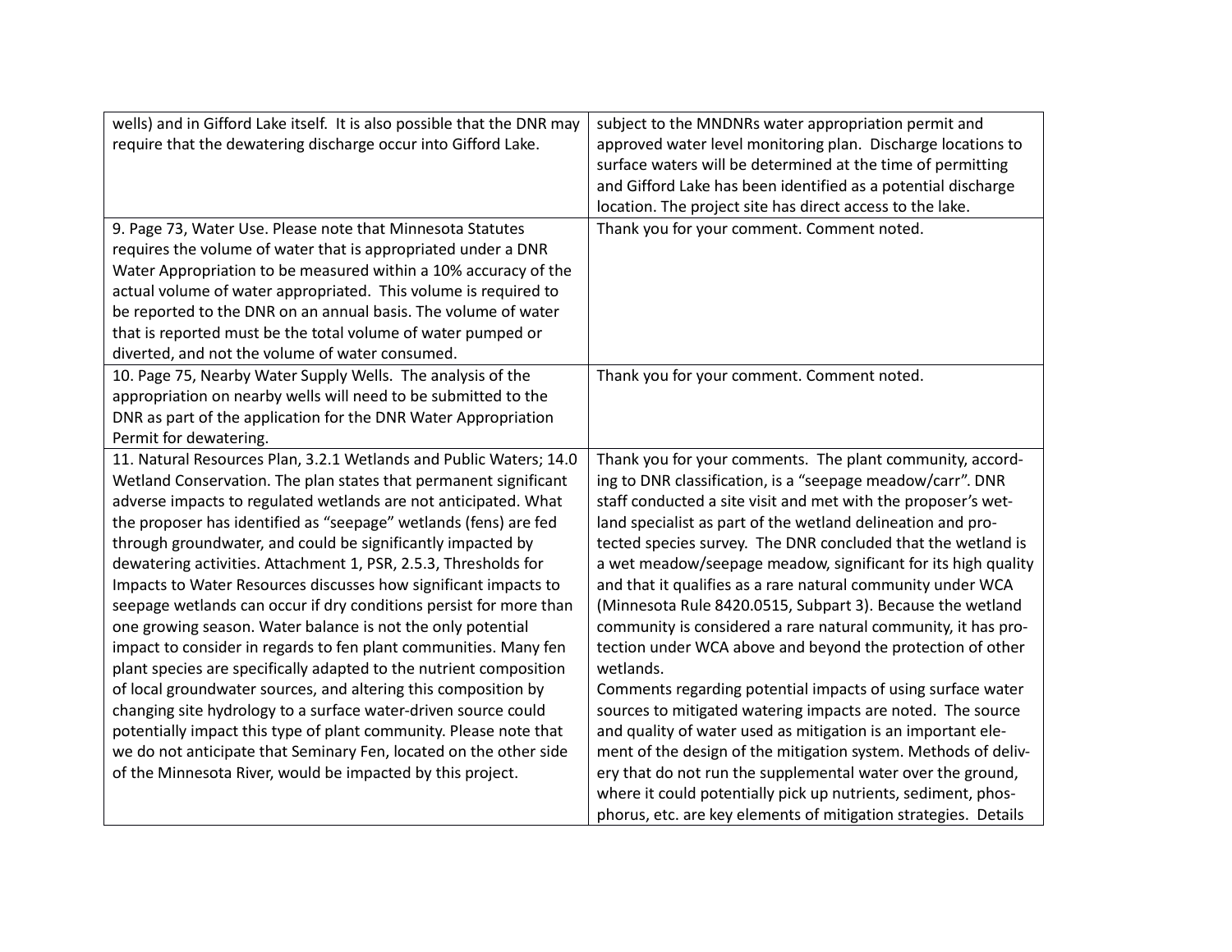| | |
|---|---|
| wells) and in Gifford Lake itself. It is also possible that the DNR may require that the dewatering discharge occur into Gifford Lake. | subject to the MNDNRs water appropriation permit and approved water level monitoring plan. Discharge locations to surface waters will be determined at the time of permitting and Gifford Lake has been identified as a potential discharge location. The project site has direct access to the lake. |
| 9. Page 73, Water Use. Please note that Minnesota Statutes requires the volume of water that is appropriated under a DNR Water Appropriation to be measured within a 10% accuracy of the actual volume of water appropriated. This volume is required to be reported to the DNR on an annual basis. The volume of water that is reported must be the total volume of water pumped or diverted, and not the volume of water consumed. | Thank you for your comment. Comment noted. |
| 10. Page 75, Nearby Water Supply Wells. The analysis of the appropriation on nearby wells will need to be submitted to the DNR as part of the application for the DNR Water Appropriation Permit for dewatering. | Thank you for your comment. Comment noted. |
| 11. Natural Resources Plan, 3.2.1 Wetlands and Public Waters; 14.0 Wetland Conservation. The plan states that permanent significant adverse impacts to regulated wetlands are not anticipated. What the proposer has identified as "seepage" wetlands (fens) are fed through groundwater, and could be significantly impacted by dewatering activities. Attachment 1, PSR, 2.5.3, Thresholds for Impacts to Water Resources discusses how significant impacts to seepage wetlands can occur if dry conditions persist for more than one growing season. Water balance is not the only potential impact to consider in regards to fen plant communities. Many fen plant species are specifically adapted to the nutrient composition of local groundwater sources, and altering this composition by changing site hydrology to a surface water-driven source could potentially impact this type of plant community. Please note that we do not anticipate that Seminary Fen, located on the other side of the Minnesota River, would be impacted by this project. | Thank you for your comments. The plant community, according to DNR classification, is a "seepage meadow/carr". DNR staff conducted a site visit and met with the proposer's wetland specialist as part of the wetland delineation and protected species survey. The DNR concluded that the wetland is a wet meadow/seepage meadow, significant for its high quality and that it qualifies as a rare natural community under WCA (Minnesota Rule 8420.0515, Subpart 3). Because the wetland community is considered a rare natural community, it has protection under WCA above and beyond the protection of other wetlands.<br>Comments regarding potential impacts of using surface water sources to mitigated watering impacts are noted. The source and quality of water used as mitigation is an important element of the design of the mitigation system. Methods of delivery that do not run the supplemental water over the ground, where it could potentially pick up nutrients, sediment, phosphorus, etc. are key elements of mitigation strategies. Details |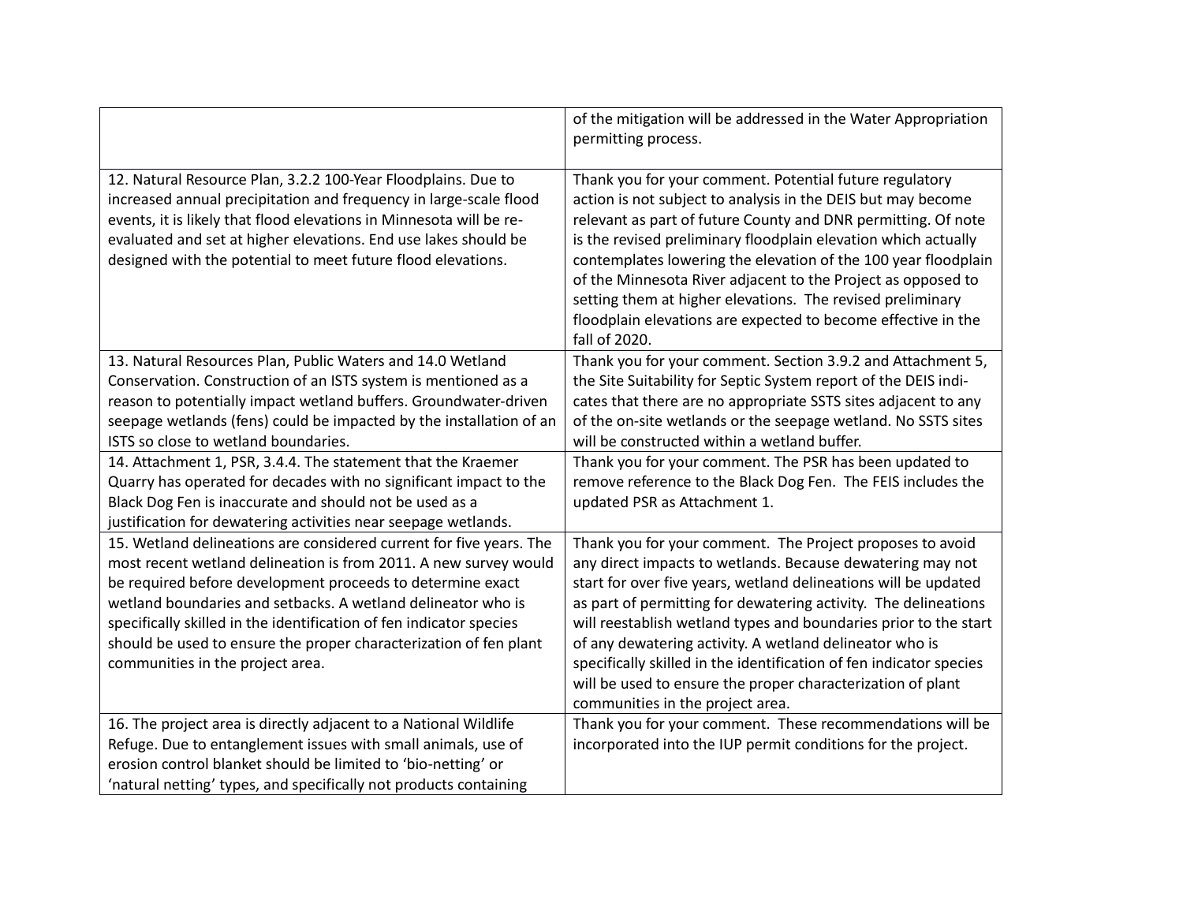| | |
|---|---|
| | of the mitigation will be addressed in the Water Appropriation permitting process. |
| 12. Natural Resource Plan, 3.2.2 100-Year Floodplains. Due to increased annual precipitation and frequency in large-scale flood events, it is likely that flood elevations in Minnesota will be re-evaluated and set at higher elevations. End use lakes should be designed with the potential to meet future flood elevations. | Thank you for your comment. Potential future regulatory action is not subject to analysis in the DEIS but may become relevant as part of future County and DNR permitting. Of note is the revised preliminary floodplain elevation which actually contemplates lowering the elevation of the 100 year floodplain of the Minnesota River adjacent to the Project as opposed to setting them at higher elevations. The revised preliminary floodplain elevations are expected to become effective in the fall of 2020. |
| 13. Natural Resources Plan, Public Waters and 14.0 Wetland Conservation. Construction of an ISTS system is mentioned as a reason to potentially impact wetland buffers. Groundwater-driven seepage wetlands (fens) could be impacted by the installation of an ISTS so close to wetland boundaries. | Thank you for your comment. Section 3.9.2 and Attachment 5, the Site Suitability for Septic System report of the DEIS indicates that there are no appropriate SSTS sites adjacent to any of the on-site wetlands or the seepage wetland. No SSTS sites will be constructed within a wetland buffer. |
| 14. Attachment 1, PSR, 3.4.4. The statement that the Kraemer Quarry has operated for decades with no significant impact to the Black Dog Fen is inaccurate and should not be used as a justification for dewatering activities near seepage wetlands. | Thank you for your comment. The PSR has been updated to remove reference to the Black Dog Fen. The FEIS includes the updated PSR as Attachment 1. |
| 15. Wetland delineations are considered current for five years. The most recent wetland delineation is from 2011. A new survey would be required before development proceeds to determine exact wetland boundaries and setbacks. A wetland delineator who is specifically skilled in the identification of fen indicator species should be used to ensure the proper characterization of fen plant communities in the project area. | Thank you for your comment. The Project proposes to avoid any direct impacts to wetlands. Because dewatering may not start for over five years, wetland delineations will be updated as part of permitting for dewatering activity. The delineations will reestablish wetland types and boundaries prior to the start of any dewatering activity. A wetland delineator who is specifically skilled in the identification of fen indicator species will be used to ensure the proper characterization of plant communities in the project area. |
| 16. The project area is directly adjacent to a National Wildlife Refuge. Due to entanglement issues with small animals, use of erosion control blanket should be limited to 'bio-netting' or 'natural netting' types, and specifically not products containing | Thank you for your comment. These recommendations will be incorporated into the IUP permit conditions for the project. |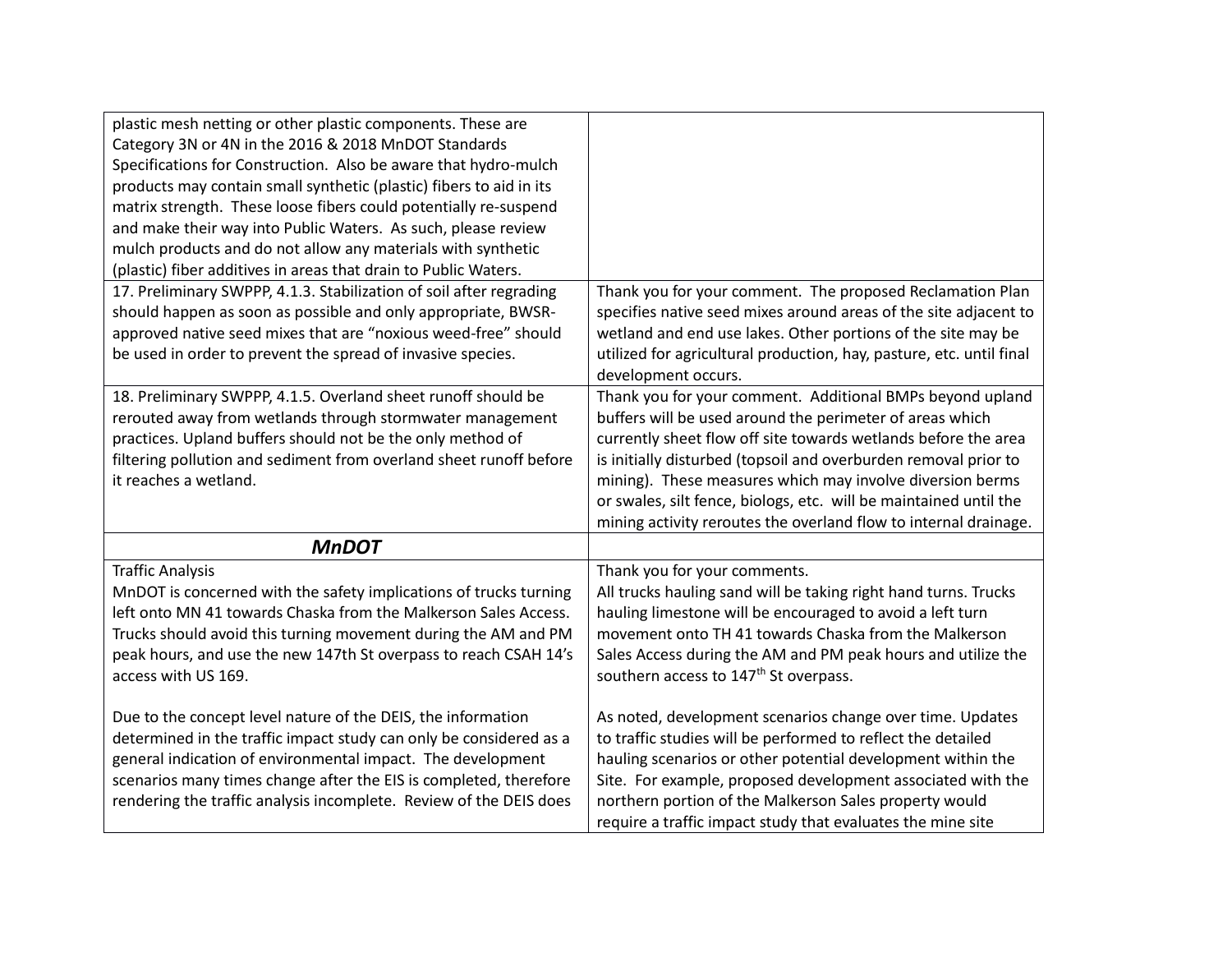| | |
|---|---|
| plastic mesh netting or other plastic components. These are Category 3N or 4N in the 2016 & 2018 MnDOT Standards Specifications for Construction. Also be aware that hydro-mulch products may contain small synthetic (plastic) fibers to aid in its matrix strength. These loose fibers could potentially re-suspend and make their way into Public Waters. As such, please review mulch products and do not allow any materials with synthetic (plastic) fiber additives in areas that drain to Public Waters. | |
| 17. Preliminary SWPPP, 4.1.3. Stabilization of soil after regrading should happen as soon as possible and only appropriate, BWSR-approved native seed mixes that are "noxious weed-free" should be used in order to prevent the spread of invasive species. | Thank you for your comment. The proposed Reclamation Plan specifies native seed mixes around areas of the site adjacent to wetland and end use lakes. Other portions of the site may be utilized for agricultural production, hay, pasture, etc. until final development occurs. |
| 18. Preliminary SWPPP, 4.1.5. Overland sheet runoff should be rerouted away from wetlands through stormwater management practices. Upland buffers should not be the only method of filtering pollution and sediment from overland sheet runoff before it reaches a wetland. | Thank you for your comment. Additional BMPs beyond upland buffers will be used around the perimeter of areas which currently sheet flow off site towards wetlands before the area is initially disturbed (topsoil and overburden removal prior to mining). These measures which may involve diversion berms or swales, silt fence, biologs, etc. will be maintained until the mining activity reroutes the overland flow to internal drainage. |
| ***MnDOT*** | |
| Traffic Analysis<br>MnDOT is concerned with the safety implications of trucks turning left onto MN 41 towards Chaska from the Malkerson Sales Access. Trucks should avoid this turning movement during the AM and PM peak hours, and use the new 147th St overpass to reach CSAH 14's access with US 169.<br><br>Due to the concept level nature of the DEIS, the information determined in the traffic impact study can only be considered as a general indication of environmental impact. The development scenarios many times change after the EIS is completed, therefore rendering the traffic analysis incomplete. Review of the DEIS does | Thank you for your comments.<br>All trucks hauling sand will be taking right hand turns. Trucks hauling limestone will be encouraged to avoid a left turn movement onto TH 41 towards Chaska from the Malkerson Sales Access during the AM and PM peak hours and utilize the southern access to 147th St overpass.<br><br>As noted, development scenarios change over time. Updates to traffic studies will be performed to reflect the detailed hauling scenarios or other potential development within the Site. For example, proposed development associated with the northern portion of the Malkerson Sales property would require a traffic impact study that evaluates the mine site |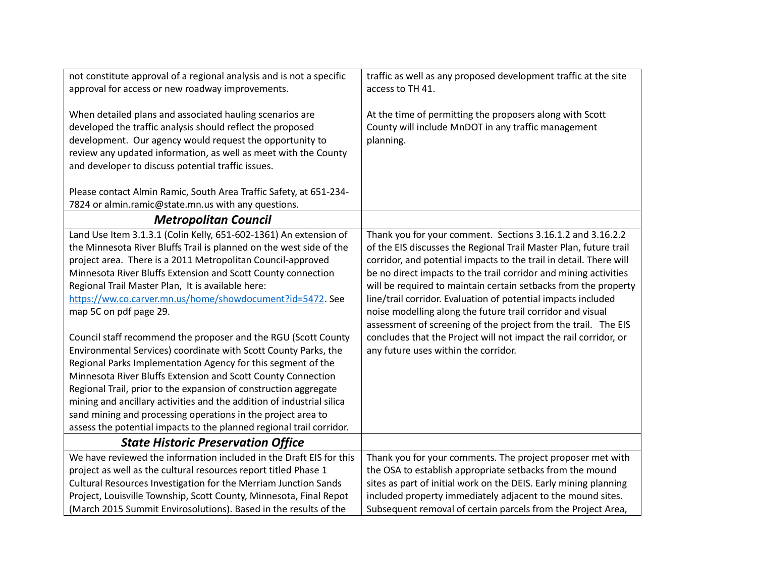| | |
|---|---|
| not constitute approval of a regional analysis and is not a specific approval for access or new roadway improvements.<br><br>When detailed plans and associated hauling scenarios are developed the traffic analysis should reflect the proposed development. Our agency would request the opportunity to review any updated information, as well as meet with the County and developer to discuss potential traffic issues.<br><br>Please contact Almin Ramic, South Area Traffic Safety, at 651-234-7824 or almin.ramic@state.mn.us with any questions. | traffic as well as any proposed development traffic at the site access to TH 41.<br><br>At the time of permitting the proposers along with Scott County will include MnDOT in any traffic management planning. |
| ***Metropolitan Council*** | |
| Land Use Item 3.1.3.1 (Colin Kelly, 651-602-1361) An extension of the Minnesota River Bluffs Trail is planned on the west side of the project area. There is a 2011 Metropolitan Council-approved Minnesota River Bluffs Extension and Scott County connection Regional Trail Master Plan, It is available here: [https://ww.co.carver.mn.us/home/showdocument?id=5472](https://ww.co.carver.mn.us/home/showdocument?id=5472). See map 5C on pdf page 29.<br><br>Council staff recommend the proposer and the RGU (Scott County Environmental Services) coordinate with Scott County Parks, the Regional Parks Implementation Agency for this segment of the Minnesota River Bluffs Extension and Scott County Connection Regional Trail, prior to the expansion of construction aggregate mining and ancillary activities and the addition of industrial silica sand mining and processing operations in the project area to assess the potential impacts to the planned regional trail corridor. | Thank you for your comment. Sections 3.16.1.2 and 3.16.2.2 of the EIS discusses the Regional Trail Master Plan, future trail corridor, and potential impacts to the trail in detail. There will be no direct impacts to the trail corridor and mining activities will be required to maintain certain setbacks from the property line/trail corridor. Evaluation of potential impacts included noise modelling along the future trail corridor and visual assessment of screening of the project from the trail. The EIS concludes that the Project will not impact the rail corridor, or any future uses within the corridor. |
| ***State Historic Preservation Office*** | |
| We have reviewed the information included in the Draft EIS for this project as well as the cultural resources report titled Phase 1 Cultural Resources Investigation for the Merriam Junction Sands Project, Louisville Township, Scott County, Minnesota, Final Repot (March 2015 Summit Envirosolutions). Based in the results of the | Thank you for your comments. The project proposer met with the OSA to establish appropriate setbacks from the mound sites as part of initial work on the DEIS. Early mining planning included property immediately adjacent to the mound sites. Subsequent removal of certain parcels from the Project Area, |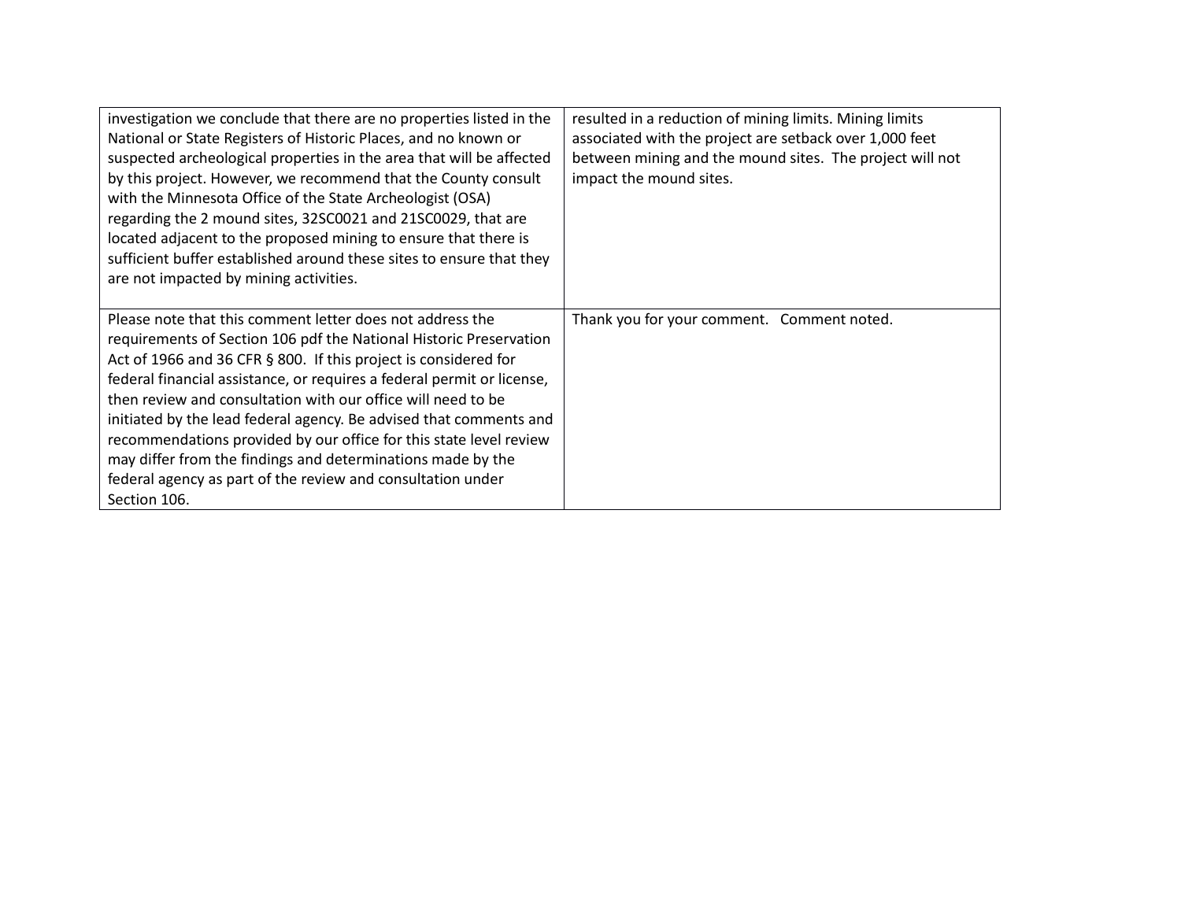| | |
|---|---|
| investigation we conclude that there are no properties listed in the National or State Registers of Historic Places, and no known or suspected archeological properties in the area that will be affected by this project. However, we recommend that the County consult with the Minnesota Office of the State Archeologist (OSA) regarding the 2 mound sites, 32SC0021 and 21SC0029, that are located adjacent to the proposed mining to ensure that there is sufficient buffer established around these sites to ensure that they are not impacted by mining activities. | resulted in a reduction of mining limits. Mining limits associated with the project are setback over 1,000 feet between mining and the mound sites. The project will not impact the mound sites. |
| Please note that this comment letter does not address the requirements of Section 106 pdf the National Historic Preservation Act of 1966 and 36 CFR § 800. If this project is considered for federal financial assistance, or requires a federal permit or license, then review and consultation with our office will need to be initiated by the lead federal agency. Be advised that comments and recommendations provided by our office for this state level review may differ from the findings and determinations made by the federal agency as part of the review and consultation under Section 106. | Thank you for your comment. Comment noted. |